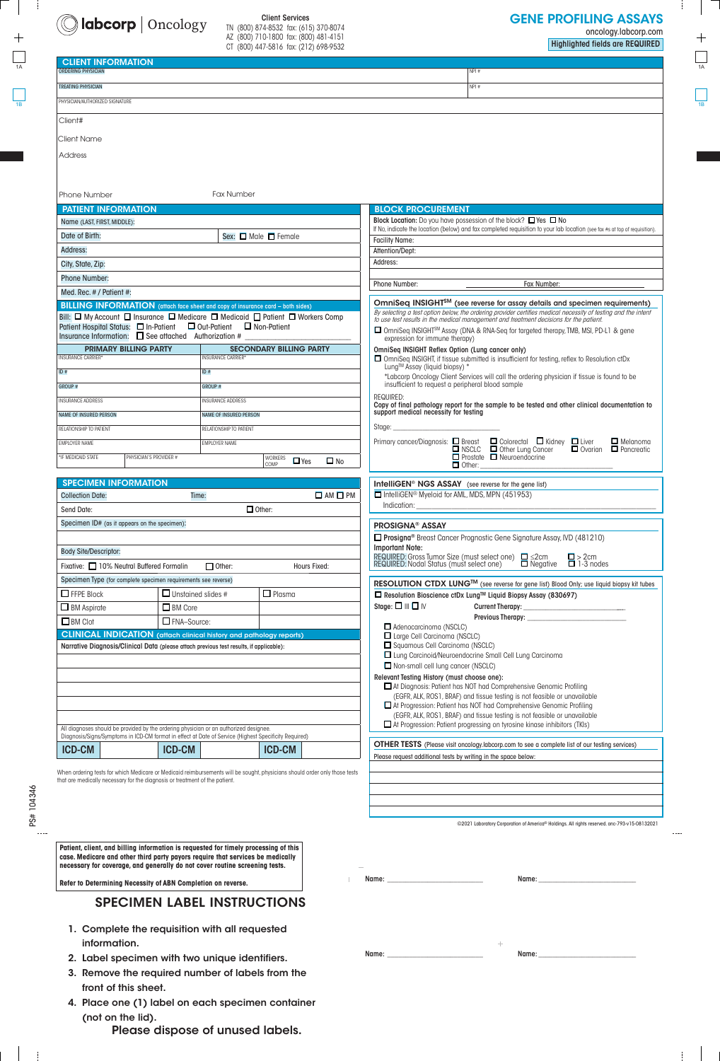**labcorp** | Oncology

**Client Services**
TN (800) 874-8532 fax: (615) 370-8074
AZ (800) 710-1800 fax: (800) 481-4151
CT (800) 447-5816 fax: (212) 698-9532

# GENE PROFILING ASSAYS

oncology.labcorp.com

Highlighted fields are REQUIRED

## CLIENT INFORMATION

ORDERING PHYSICIAN | NPI #

TREATING PHYSICIAN | NPI #

PHYSICIAN/AUTHORIZED SIGNATURE

Client#

Client Name

Address

Phone Number | Fax Number

## PATIENT INFORMATION

Name (LAST, FIRST, MIDDLE):

Date of Birth: | Sex: ☐ Male ☐ Female

Address:

City, State, Zip:

Phone Number:

Med. Rec. # / Patient #:

## BILLING INFORMATION (attach face sheet and copy of insurance card – both sides)

Bill: ☐ My Account ☐ Insurance ☐ Medicare ☐ Medicaid ☐ Patient ☐ Workers Comp

Patient Hospital Status: ☐ In-Patient ☐ Out-Patient ☐ Non-Patient

Insurance Information: ☐ See attached Authorization # ____________

| PRIMARY BILLING PARTY | | SECONDARY BILLING PARTY | |
|---|---|---|---|
| INSURANCE CARRIER* | | INSURANCE CARRIER* | |
| ID # | | ID # | |
| GROUP # | | GROUP # | |
| INSURANCE ADDRESS | | INSURANCE ADDRESS | |
| NAME OF INSURED PERSON | | NAME OF INSURED PERSON | |
| RELATIONSHIP TO PATIENT | | RELATIONSHIP TO PATIENT | |
| EMPLOYER NAME | | EMPLOYER NAME | |
| *IF MEDICAID STATE | PHYSICIAN'S PROVIDER # | WORKERS COMP | ☐ Yes ☐ No |

## SPECIMEN INFORMATION

Collection Date: | Time: | ☐ AM ☐ PM

Send Date: | ☐ Other:

Specimen ID# (as it appears on the specimen):

Body Site/Descriptor:

Fixative: ☐ 10% Neutral Buffered Formalin ☐ Other: Hours Fixed:

Specimen Type (for complete specimen requirements see reverse)

| | | |
|---|---|---|
| ☐ FFPE Block | ☐ Unstained slides # | ☐ Plasma |
| ☐ BM Aspirate | ☐ BM Core | |
| ☐ BM Clot | ☐ FNA–Source: | |

## CLINICAL INDICATION (attach clinical history and pathology reports)

Narrative Diagnosis/Clinical Data (please attach previous test results, if applicable):

All diagnoses should be provided by the ordering physician or an authorized designee.
Diagnosis/Signs/Symptoms in ICD-CM format in effect at Date of Service (Highest Specificity Required)

| ICD-CM | | ICD-CM | | ICD-CM | |
|---|---|---|---|---|---|

When ordering tests for which Medicare or Medicaid reimbursements will be sought, physicians should order only those tests that are medically necessary for the diagnosis or treatment of the patient.

## BLOCK PROCUREMENT

Block Location: Do you have possession of the block? ☐ Yes ☐ No
If No, indicate the location (below) and fax completed requisition to your lab location (see fax #s at top of requisition).

Facility Name:

Attention/Dept:

Address:

Phone Number: | Fax Number:

## OmniSeq INSIGHT[SM] (see reverse for assay details and specimen requirements)

*By selecting a test option below, the ordering provider certifies medical necessity of testing and the intent to use test results in the medical management and treatment decisions for the patient.*

☐ OmniSeq INSIGHT[SM] Assay (DNA & RNA-Seq for targeted therapy, TMB, MSI, PD-L1 & gene expression for immune therapy)

**OmniSeq INSIGHT Reflex Option (Lung cancer only)**

☐ OmniSeq INSIGHT, if tissue submitted is insufficient for testing, reflex to Resolution ctDx Lung[TM] Assay (liquid biopsy) *

*Labcorp Oncology Client Services will call the ordering physician if tissue is found to be insufficient to request a peripheral blood sample

REQUIRED:
**Copy of final pathology report for the sample to be tested and other clinical documentation to support medical necessity for testing**

Stage: ____________

Primary cancer/Diagnosis: ☐ Breast ☐ Colorectal ☐ Kidney ☐ Liver ☐ Melanoma ☐ NSCLC ☐ Other Lung Cancer ☐ Ovarian ☐ Pancreatic ☐ Prostate ☐ Neuroendocrine ☐ Other: ____________

## IntelliGEN® NGS ASSAY (see reverse for the gene list)

☐ IntelliGEN® Myeloid for AML, MDS, MPN (451953)
Indication: ____________

## PROSIGNA® ASSAY

☐ **Prosigna®** Breast Cancer Prognostic Gene Signature Assay, IVD (481210)

**Important Note:**
REQUIRED: Gross Tumor Size (must select one) ☐ ≤2cm ☐ > 2cm
REQUIRED: Nodal Status (must select one) ☐ Negative ☐ 1-3 nodes

## RESOLUTION CTDX LUNG[TM] (see reverse for gene list) Blood Only; use liquid biopsy kit tubes

☐ **Resolution Bioscience ctDx Lung[TM] Liquid Biopsy Assay (830697)**

Stage: ☐ III ☐ IV | Current Therapy: ____________
Previous Therapy: ____________

☐ Adenocarcinoma (NSCLC)
☐ Large Cell Carcinoma (NSCLC)
☐ Squamous Cell Carcinoma (NSCLC)
☐ Lung Carcinoid/Neuroendocrine Small Cell Lung Carcinoma
☐ Non-small cell lung cancer (NSCLC)

**Relevant Testing History (must choose one):**
☐ At Diagnosis: Patient has NOT had Comprehensive Genomic Profiling (EGFR, ALK, ROS1, BRAF) and tissue testing is not feasible or unavailable
☐ At Progression: Patient has NOT had Comprehensive Genomic Profiling (EGFR, ALK, ROS1, BRAF) and tissue testing is not feasible or unavailable
☐ At Progression: Patient progressing on tyrosine kinase inhibitors (TKIs)

## OTHER TESTS (Please visit oncology.labcorp.com to see a complete list of our testing services)

Please request additional tests by writing in the space below:

©2021 Laboratory Corporation of America® Holdings. All rights reserved. onc-793-v15-08132021

PS# 104346

**Patient, client, and billing information is requested for timely processing of this case. Medicare and other third party payors require that services be medically necessary for coverage, and generally do not cover routine screening tests.**

**Refer to Determining Necessity of ABN Completion on reverse.**

## SPECIMEN LABEL INSTRUCTIONS

1. Complete the requisition with all requested information.
2. Label specimen with two unique identifiers.
3. Remove the required number of labels from the front of this sheet.
4. Place one (1) label on each specimen container (not on the lid).

**Please dispose of unused labels.**

Name: ____________ Name: ____________

Name: ____________ Name: ____________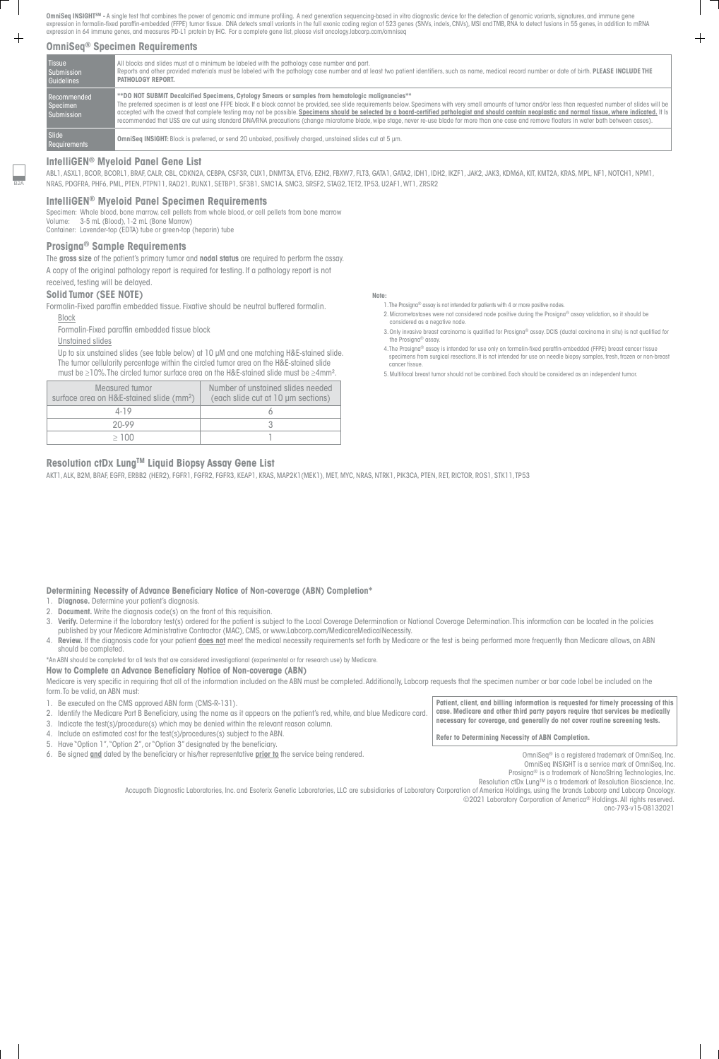**OmniSeq INSIGHT**SM **-** A single test that combines the power of genomic and immune profiling. A next generation sequencing-based in vitro diagnostic device for the detection of genomic variants, signatures, and immune gene expression in formalin-fixed paraffin-embedded (FFPE) tumor tissue. DNA detects small variants in the full exonic coding region of 523 genes (SNVs, indels, CNVs), MSI and TMB, RNA to detect fusions in 55 genes, in addition to mRNA expression in 64 immune genes, and measures PD-L1 protein by IHC. For a complete gene list, please visit oncology.labcorp.com/omniseq

## OmniSeq® Specimen Requirements

| | |
|---|---|
| Tissue Submission Guidelines | All blocks and slides must at a minimum be labeled with the pathology case number and part. Reports and other provided materials must be labeled with the pathology case number and at least two patient identifiers, such as name, medical record number or date of birth. **PLEASE INCLUDE THE PATHOLOGY REPORT.** |
| Recommended Specimen Submission | **\*\*DO NOT SUBMIT Decalcified Specimens, Cytology Smears or samples from hematologic malignancies\*\*** The preferred specimen is at least one FFPE block. If a block cannot be provided, see slide requirements below. Specimens with very small amounts of tumor and/or less than requested number of slides will be accepted with the caveat that complete testing may not be possible. **Specimens should be selected by a board-certified pathologist and should contain neoplastic and normal tissue, where indicated.** It is recommended that USS are cut using standard DNA/RNA precautions (change microtome blade, wipe stage, never re-use blade for more than one case and remove floaters in water bath between cases). |
| Slide Requirements | **OmniSeq INSIGHT:** Block is preferred, or send 20 unbaked, positively charged, unstained slides cut at 5 µm. |

## IntelliGEN® Myeloid Panel Gene List

ABL1, ASXL1, BCOR, BCORL1, BRAF, CALR, CBL, CDKN2A, CEBPA, CSF3R, CUX1, DNMT3A, ETV6, EZH2, FBXW7, FLT3, GATA1, GATA2, IDH1, IDH2, IKZF1, JAK2, JAK3, KDM6A, KIT, KMT2A, KRAS, MPL, NF1, NOTCH1, NPM1, NRAS, PDGFRA, PHF6, PML, PTEN, PTPN11, RAD21, RUNX1, SETBP1, SF3B1, SMC1A, SMC3, SRSF2, STAG2, TET2, TP53, U2AF1, WT1, ZRSR2

## IntelliGEN® Myeloid Panel Specimen Requirements

Specimen: Whole blood, bone marrow, cell pellets from whole blood, or cell pellets from bone marrow
Volume: 3-5 mL (Blood), 1-2 mL (Bone Marrow)
Container: Lavender-top (EDTA) tube or green-top (heparin) tube

## Prosigna® Sample Requirements

The **gross size** of the patient's primary tumor and **nodal status** are required to perform the assay.

A copy of the original pathology report is required for testing. If a pathology report is not received, testing will be delayed.

### Solid Tumor (SEE NOTE)

Formalin-Fixed paraffin embedded tissue. Fixative should be neutral buffered formalin.

Block

Formalin-Fixed paraffin embedded tissue block

Unstained slides

Up to six unstained slides (see table below) at 10 µM and one matching H&E-stained slide. The tumor cellularity percentage within the circled tumor area on the H&E-stained slide must be ≥10%. The circled tumor surface area on the H&E-stained slide must be ≥4mm².

| Measured tumor surface area on H&E-stained slide (mm²) | Number of unstained slides needed (each slide cut at 10 µm sections) |
|---|---|
| 4-19 | 6 |
| 20-99 | 3 |
| ≥ 100 | 1 |

**Note:**

1. The Prosigna® assay is not intended for patients with 4 or more positive nodes.
2. Micrometastases were not considered node positive during the Prosigna® assay validation, so it should be considered as a negative node.
3. Only invasive breast carcinoma is qualified for Prosigna® assay. DCIS (ductal carcinoma in situ) is not qualified for the Prosigna® assay.
4. The Prosigna® assay is intended for use only on formalin-fixed paraffin-embedded (FFPE) breast cancer tissue specimens from surgical resections. It is not intended for use on needle biopsy samples, fresh, frozen or non-breast cancer tissue.
5. Multifocal breast tumor should not be combined. Each should be considered as an independent tumor.

## Resolution ctDx Lung™ Liquid Biopsy Assay Gene List

AKT1, ALK, B2M, BRAF, EGFR, ERBB2 (HER2), FGFR1, FGFR2, FGFR3, KEAP1, KRAS, MAP2K1(MEK1), MET, MYC, NRAS, NTRK1, PIK3CA, PTEN, RET, RICTOR, ROS1, STK11, TP53

### Determining Necessity of Advance Beneficiary Notice of Non-coverage (ABN) Completion*

1. **Diagnose.** Determine your patient's diagnosis.
2. **Document.** Write the diagnosis code(s) on the front of this requisition.
3. **Verify.** Determine if the laboratory test(s) ordered for the patient is subject to the Local Coverage Determination or National Coverage Determination. This information can be located in the policies published by your Medicare Administrative Contractor (MAC), CMS, or www.Labcorp.com/MedicareMedicalNecessity.
4. **Review.** If the diagnosis code for your patient **does not** meet the medical necessity requirements set forth by Medicare or the test is being performed more frequently than Medicare allows, an ABN should be completed.

*An ABN should be completed for all tests that are considered investigational (experimental or for research use) by Medicare.

### How to Complete an Advance Beneficiary Notice of Non-coverage (ABN)

Medicare is very specific in requiring that all of the information included on the ABN must be completed. Additionally, Labcorp requests that the specimen number or bar code label be included on the form. To be valid, an ABN must:

1. Be executed on the CMS approved ABN form (CMS-R-131).
2. Identify the Medicare Part B Beneficiary, using the name as it appears on the patient's red, white, and blue Medicare card.
3. Indicate the test(s)/procedure(s) which may be denied within the relevant reason column.
4. Include an estimated cost for the test(s)/procedures(s) subject to the ABN.
5. Have "Option 1", "Option 2", or "Option 3" designated by the beneficiary.
6. Be signed **and** dated by the beneficiary or his/her representative **prior to** the service being rendered.

**Patient, client, and billing information is requested for timely processing of this case. Medicare and other third party payors require that services be medically necessary for coverage, and generally do not cover routine screening tests.**

**Refer to Determining Necessity of ABN Completion.**

OmniSeq® is a registered trademark of OmniSeq, Inc.
OmniSeq INSIGHT is a service mark of OmniSeq, Inc.
Prosigna® is a trademark of NanoString Technologies, Inc.
Resolution ctDx Lung™ is a trademark of Resolution Bioscience, Inc.
Accupath Diagnostic Laboratories, Inc. and Esoterix Genetic Laboratories, LLC are subsidiaries of Laboratory Corporation of America Holdings, using the brands Labcorp and Labcorp Oncology.
©2021 Laboratory Corporation of America® Holdings. All rights reserved.
onc-793-v15-08132021